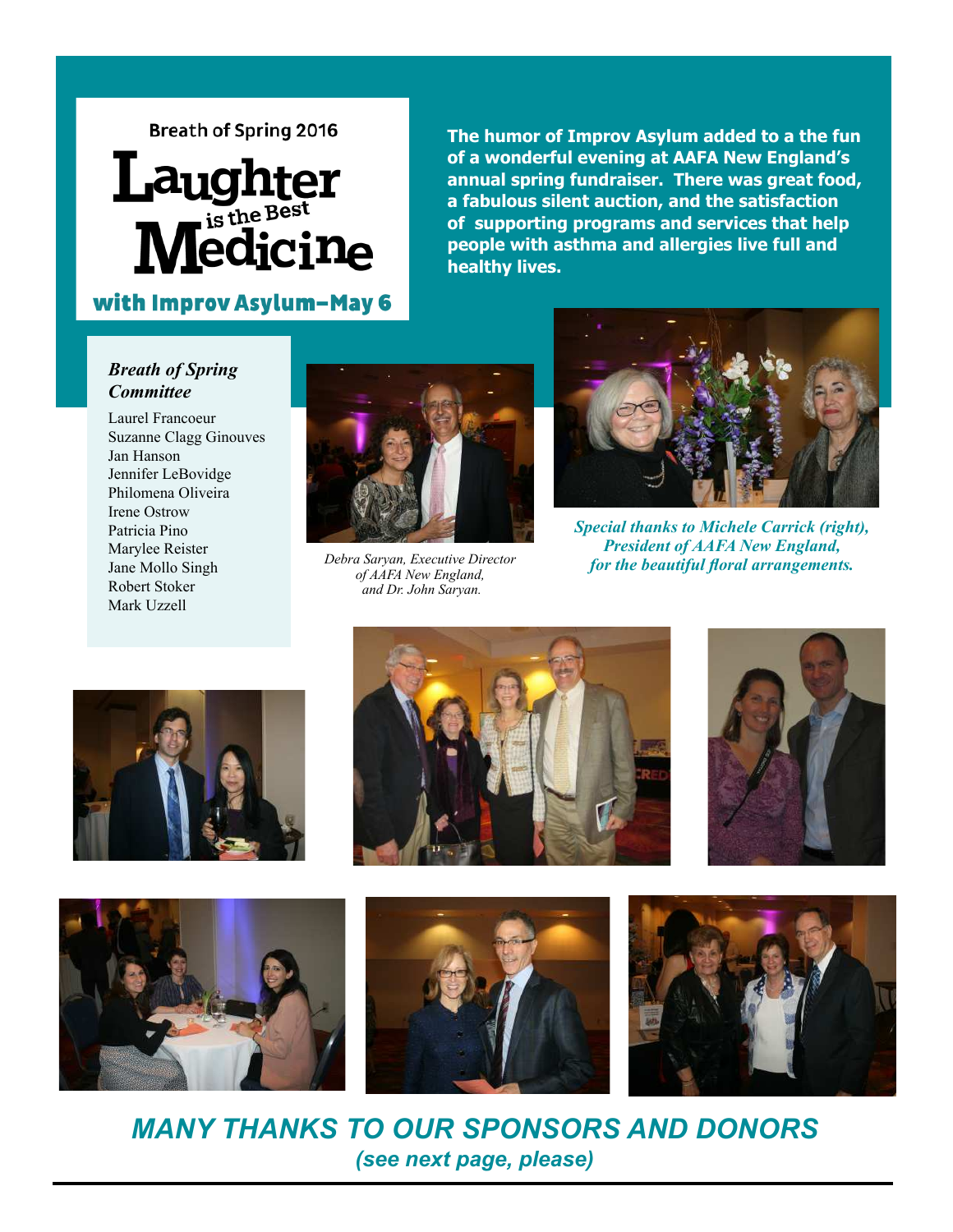Breath of Spring 2016

# Laughter is the Best Medicine

## with Improv Asylum–May 6

**The humor of Improv Asylum added to a the fun of a wonderful evening at AAFA New England's annual spring fundraiser. There was great food, a fabulous silent auction, and the satisfaction of supporting programs and services that help people with asthma and allergies live full and healthy lives.**

***Breath of Spring Committee***

Laurel Francoeur
Suzanne Clagg Ginouves
Jan Hanson
Jennifer LeBovidge
Philomena Oliveira
Irene Ostrow
Patricia Pino
Marylee Reister
Jane Mollo Singh
Robert Stoker
Mark Uzzell

*Debra Saryan, Executive Director of AAFA New England, and Dr. John Saryan.*

***Special thanks to Michele Carrick (right), President of AAFA New England, for the beautiful floral arrangements.***

## *MANY THANKS TO OUR SPONSORS AND DONORS*

***(see next page, please)***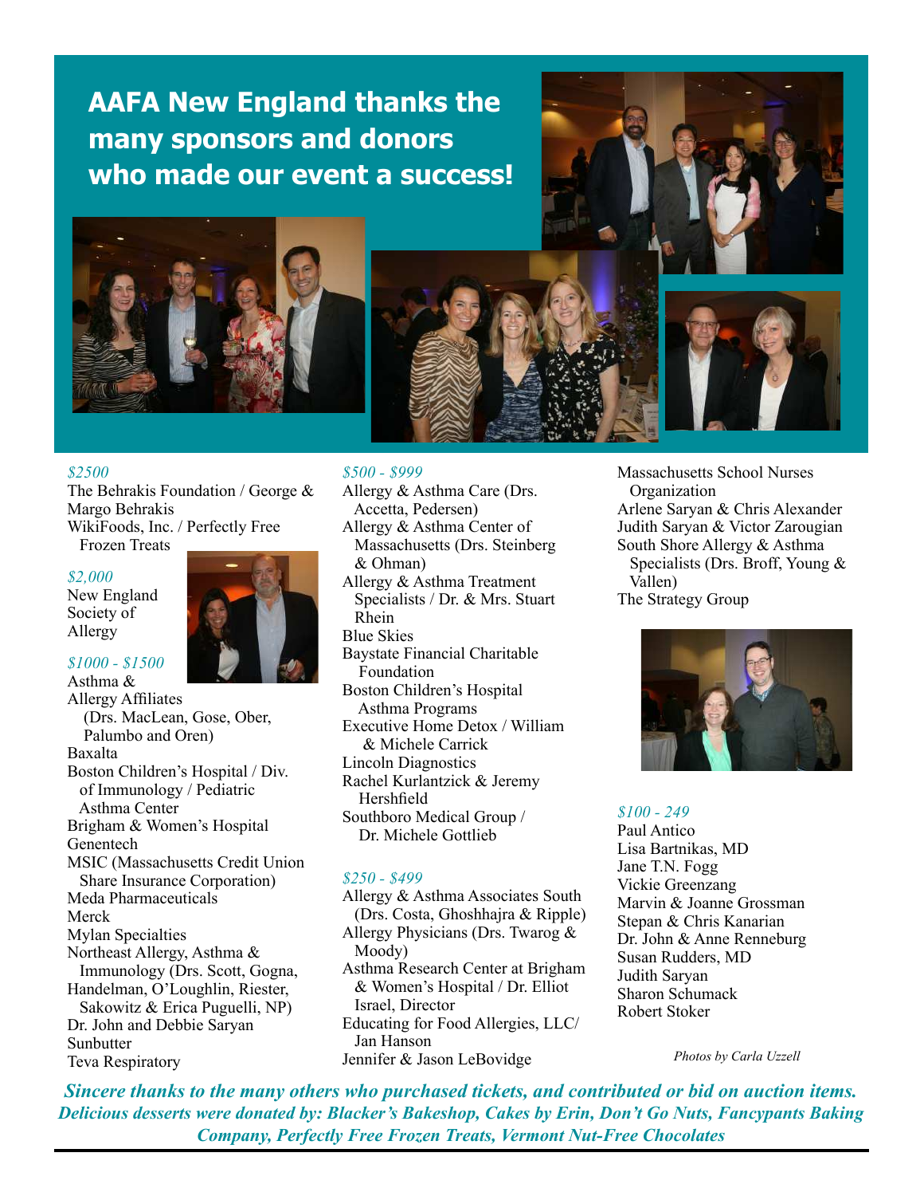# AAFA New England thanks the many sponsors and donors who made our event a success!

*$2500*

The Behrakis Foundation / George & Margo Behrakis
WikiFoods, Inc. / Perfectly Free Frozen Treats

*$2,000*

New England Society of Allergy

*$1000 - $1500*

Asthma & Allergy Affiliates (Drs. MacLean, Gose, Ober, Palumbo and Oren)
Baxalta
Boston Children's Hospital / Div. of Immunology / Pediatric Asthma Center
Brigham & Women's Hospital
Genentech
MSIC (Massachusetts Credit Union Share Insurance Corporation)
Meda Pharmaceuticals
Merck
Mylan Specialties
Northeast Allergy, Asthma & Immunology (Drs. Scott, Gogna, Handelman, O'Loughlin, Riester, Sakowitz & Erica Puguelli, NP)
Dr. John and Debbie Saryan
Sunbutter
Teva Respiratory

*$500 - $999*

Allergy & Asthma Care (Drs. Accetta, Pedersen)
Allergy & Asthma Center of Massachusetts (Drs. Steinberg & Ohman)
Allergy & Asthma Treatment Specialists / Dr. & Mrs. Stuart Rhein
Blue Skies
Baystate Financial Charitable Foundation
Boston Children's Hospital Asthma Programs
Executive Home Detox / William & Michele Carrick
Lincoln Diagnostics
Rachel Kurlantzick & Jeremy Hershfield
Southboro Medical Group / Dr. Michele Gottlieb

*$250 - $499*

Allergy & Asthma Associates South (Drs. Costa, Ghoshhajra & Ripple)
Allergy Physicians (Drs. Twarog & Moody)
Asthma Research Center at Brigham & Women's Hospital / Dr. Elliot Israel, Director
Educating for Food Allergies, LLC/ Jan Hanson
Jennifer & Jason LeBovidge
Massachusetts School Nurses Organization
Arlene Saryan & Chris Alexander
Judith Saryan & Victor Zarougian
South Shore Allergy & Asthma Specialists (Drs. Broff, Young & Vallen)
The Strategy Group

*$100 - 249*

Paul Antico
Lisa Bartnikas, MD
Jane T.N. Fogg
Vickie Greenzang
Marvin & Joanne Grossman
Stepan & Chris Kanarian
Dr. John & Anne Renneburg
Susan Rudders, MD
Judith Saryan
Sharon Schumack
Robert Stoker

*Photos by Carla Uzzell*

***Sincere thanks to the many others who purchased tickets, and contributed or bid on auction items. Delicious desserts were donated by: Blacker's Bakeshop, Cakes by Erin, Don't Go Nuts, Fancypants Baking Company, Perfectly Free Frozen Treats, Vermont Nut-Free Chocolates***